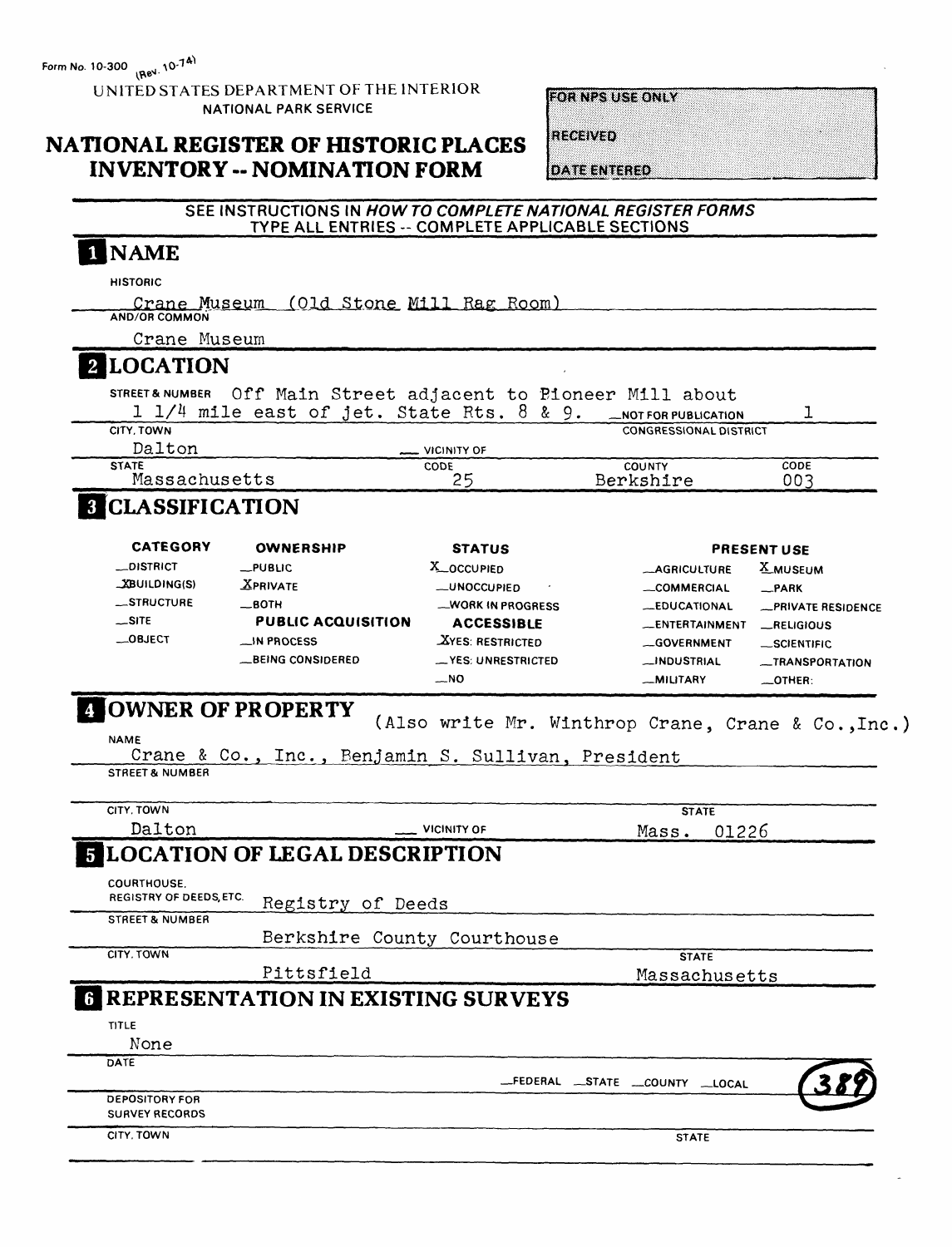Form No. 10-300 (Rev. 10-74)

UNITED STATES DEPARTMENT OF THE INTERIOR
NATIONAL PARK SERVICE

# NATIONAL REGISTER OF HISTORIC PLACES INVENTORY -- NOMINATION FORM

| FOR NPS USE ONLY |
|---|
| RECEIVED |
| DATE ENTERED |

SEE INSTRUCTIONS IN *HOW TO COMPLETE NATIONAL REGISTER FORMS*
TYPE ALL ENTRIES -- COMPLETE APPLICABLE SECTIONS

## 1 NAME

HISTORIC

Crane Museum (Old Stone Mill Rag Room)

AND/OR COMMON

Crane Museum

## 2 LOCATION

STREET & NUMBER Off Main Street adjacent to Pioneer Mill about 1 1/4 mile east of jct. State Rts. 8 & 9. __NOT FOR PUBLICATION

CONGRESSIONAL DISTRICT 1

CITY, TOWN Dalton __ VICINITY OF

| STATE | CODE | COUNTY | CODE |
|---|---|---|---|
| Massachusetts | 25 | Berkshire | 003 |

## 3 CLASSIFICATION

| CATEGORY | OWNERSHIP | STATUS | PRESENT USE | |
|---|---|---|---|---|
| __DISTRICT | __PUBLIC | X OCCUPIED | __AGRICULTURE | X MUSEUM |
| X BUILDING(S) | X PRIVATE | __UNOCCUPIED | __COMMERCIAL | __PARK |
| __STRUCTURE | __BOTH | __WORK IN PROGRESS | __EDUCATIONAL | __PRIVATE RESIDENCE |
| __SITE | **PUBLIC ACQUISITION** | **ACCESSIBLE** | __ENTERTAINMENT | __RELIGIOUS |
| __OBJECT | __IN PROCESS | X YES: RESTRICTED | __GOVERNMENT | __SCIENTIFIC |
| | __BEING CONSIDERED | __YES: UNRESTRICTED | __INDUSTRIAL | __TRANSPORTATION |
| | | __NO | __MILITARY | __OTHER: |

## 4 OWNER OF PROPERTY

(Also write Mr. Winthrop Crane, Crane & Co.,Inc.)

NAME

Crane & Co., Inc., Benjamin S. Sullivan, President

STREET & NUMBER

CITY, TOWN Dalton __ VICINITY OF

STATE Mass. 01226

## 5 LOCATION OF LEGAL DESCRIPTION

COURTHOUSE, REGISTRY OF DEEDS, ETC. Registry of Deeds

STREET & NUMBER Berkshire County Courthouse

CITY, TOWN Pittsfield

STATE Massachusetts

## 6 REPRESENTATION IN EXISTING SURVEYS

TITLE

None

DATE

__FEDERAL __STATE __COUNTY __LOCAL

DEPOSITORY FOR SURVEY RECORDS

CITY, TOWN

STATE

389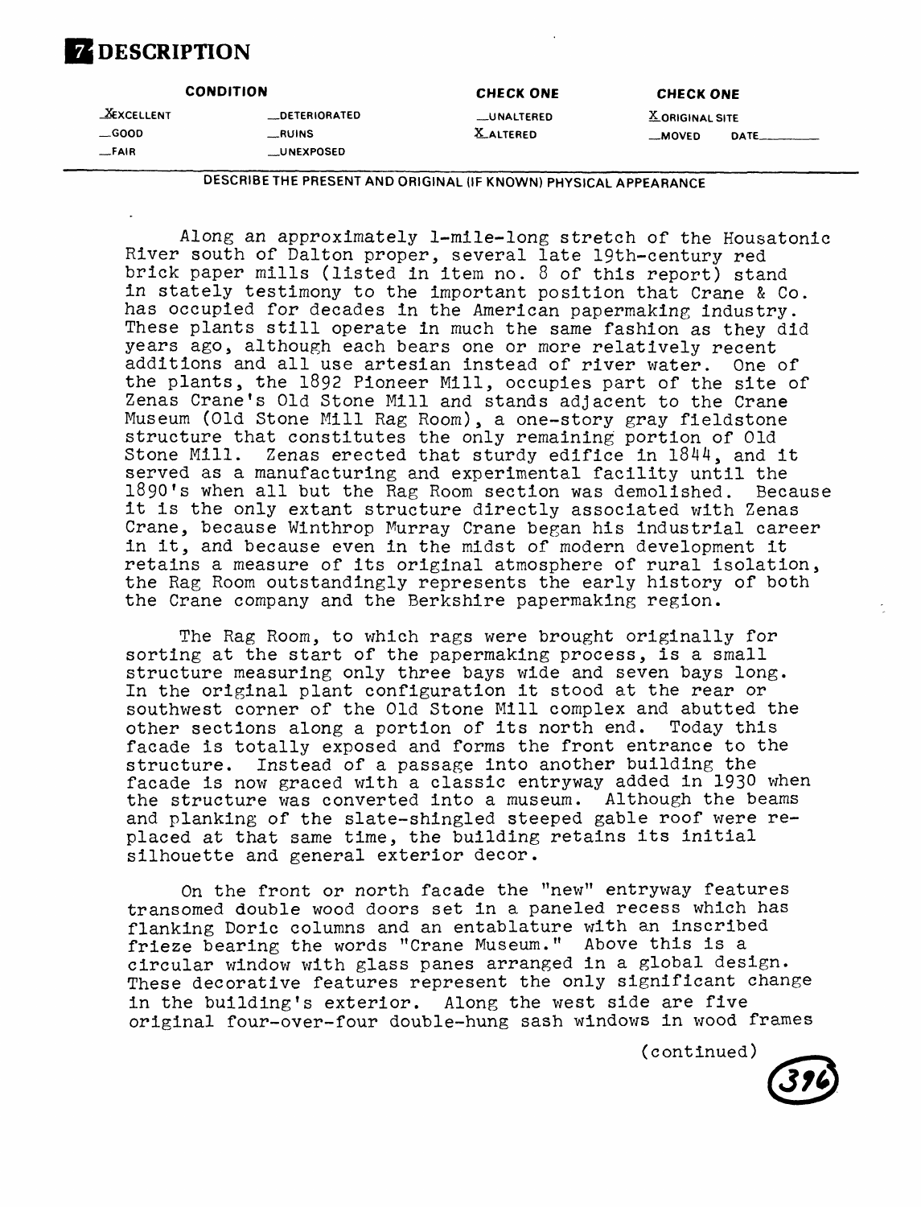# 7 DESCRIPTION

| CONDITION | | CHECK ONE | CHECK ONE |
|---|---|---|---|
| X EXCELLENT | __DETERIORATED | __UNALTERED | X ORIGINAL SITE |
| __GOOD | __RUINS | X ALTERED | __MOVED DATE______ |
| __FAIR | __UNEXPOSED | | |

DESCRIBE THE PRESENT AND ORIGINAL (IF KNOWN) PHYSICAL APPEARANCE

Along an approximately 1-mile-long stretch of the Housatonic River south of Dalton proper, several late 19th-century red brick paper mills (listed in item no. 8 of this report) stand in stately testimony to the important position that Crane & Co. has occupied for decades in the American papermaking industry. These plants still operate in much the same fashion as they did years ago, although each bears one or more relatively recent additions and all use artesian instead of river water. One of the plants, the 1892 Pioneer Mill, occupies part of the site of Zenas Crane's Old Stone Mill and stands adjacent to the Crane Museum (Old Stone Mill Rag Room), a one-story gray fieldstone structure that constitutes the only remaining portion of Old Stone Mill. Zenas erected that sturdy edifice in 1844, and it served as a manufacturing and experimental facility until the 1890's when all but the Rag Room section was demolished. Because it is the only extant structure directly associated with Zenas Crane, because Winthrop Murray Crane began his industrial career in it, and because even in the midst of modern development it retains a measure of its original atmosphere of rural isolation, the Rag Room outstandingly represents the early history of both the Crane company and the Berkshire papermaking region.

The Rag Room, to which rags were brought originally for sorting at the start of the papermaking process, is a small structure measuring only three bays wide and seven bays long. In the original plant configuration it stood at the rear or southwest corner of the Old Stone Mill complex and abutted the other sections along a portion of its north end. Today this facade is totally exposed and forms the front entrance to the structure. Instead of a passage into another building the facade is now graced with a classic entryway added in 1930 when the structure was converted into a museum. Although the beams and planking of the slate-shingled steeped gable roof were replaced at that same time, the building retains its initial silhouette and general exterior decor.

On the front or north facade the "new" entryway features transomed double wood doors set in a paneled recess which has flanking Doric columns and an entablature with an inscribed frieze bearing the words "Crane Museum." Above this is a circular window with glass panes arranged in a global design. These decorative features represent the only significant change in the building's exterior. Along the west side are five original four-over-four double-hung sash windows in wood frames

(continued)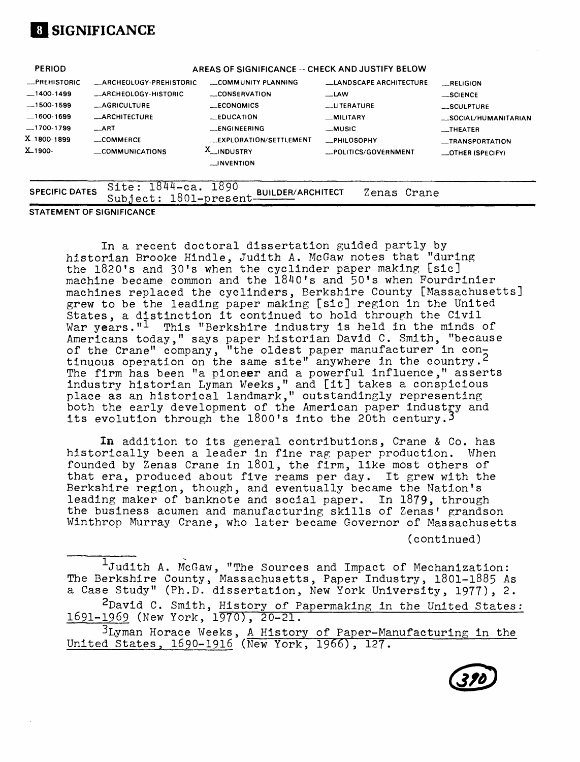## 8 SIGNIFICANCE

| PERIOD | AREAS OF SIGNIFICANCE -- CHECK AND JUSTIFY BELOW | | | |
|---|---|---|---|---|
| _PREHISTORIC | _ARCHEOLOGY-PREHISTORIC | _COMMUNITY PLANNING | _LANDSCAPE ARCHITECTURE | _RELIGION |
| _1400-1499 | _ARCHEOLOGY-HISTORIC | _CONSERVATION | _LAW | _SCIENCE |
| _1500-1599 | _AGRICULTURE | _ECONOMICS | _LITERATURE | _SCULPTURE |
| _1600-1699 | _ARCHITECTURE | _EDUCATION | _MILITARY | _SOCIAL/HUMANITARIAN |
| _1700-1799 | _ART | _ENGINEERING | _MUSIC | _THEATER |
| X_1800-1899 | _COMMERCE | _EXPLORATION/SETTLEMENT | _PHILOSOPHY | _TRANSPORTATION |
| X_1900- | _COMMUNICATIONS | X_INDUSTRY | _POLITICS/GOVERNMENT | _OTHER (SPECIFY) |
| | | _INVENTION | | |

**SPECIFIC DATES** Site: 1844-ca. 1890 Subject: 1801-present **BUILDER/ARCHITECT** Zenas Crane

**STATEMENT OF SIGNIFICANCE**

In a recent doctoral dissertation guided partly by historian Brooke Hindle, Judith A. McGaw notes that "during the 1820's and 30's when the cyclinder paper making [sic] machine became common and the 1840's and 50's when Fourdrinier machines replaced the cyclinders, Berkshire County [Massachusetts] grew to be the leading paper making [sic] region in the United States, a distinction it continued to hold through the Civil War years."[1] This "Berkshire industry is held in the minds of Americans today," says paper historian David C. Smith, "because of the Crane" company, "the oldest paper manufacturer in continuous operation on the same site" anywhere in the country.[2] The firm has been "a pioneer and a powerful influence," asserts industry historian Lyman Weeks," and [it] takes a conspicious place as an historical landmark," outstandingly representing both the early development of the American paper industry and its evolution through the 1800's into the 20th century.[3]

In addition to its general contributions, Crane & Co. has historically been a leader in fine rag paper production. When founded by Zenas Crane in 1801, the firm, like most others of that era, produced about five reams per day. It grew with the Berkshire region, though, and eventually became the Nation's leading maker of banknote and social paper. In 1879, through the business acumen and manufacturing skills of Zenas' grandson Winthrop Murray Crane, who later became Governor of Massachusetts

(continued)

[1] Judith A. McGaw, "The Sources and Impact of Mechanization: The Berkshire County, Massachusetts, Paper Industry, 1801-1885 As a Case Study" (Ph.D. dissertation, New York University, 1977), 2.

[2] David C. Smith, History of Papermaking in the United States: 1691-1969 (New York, 1970), 20-21.

[3] Lyman Horace Weeks, A History of Paper-Manufacturing in the United States, 1690-1916 (New York, 1966), 127.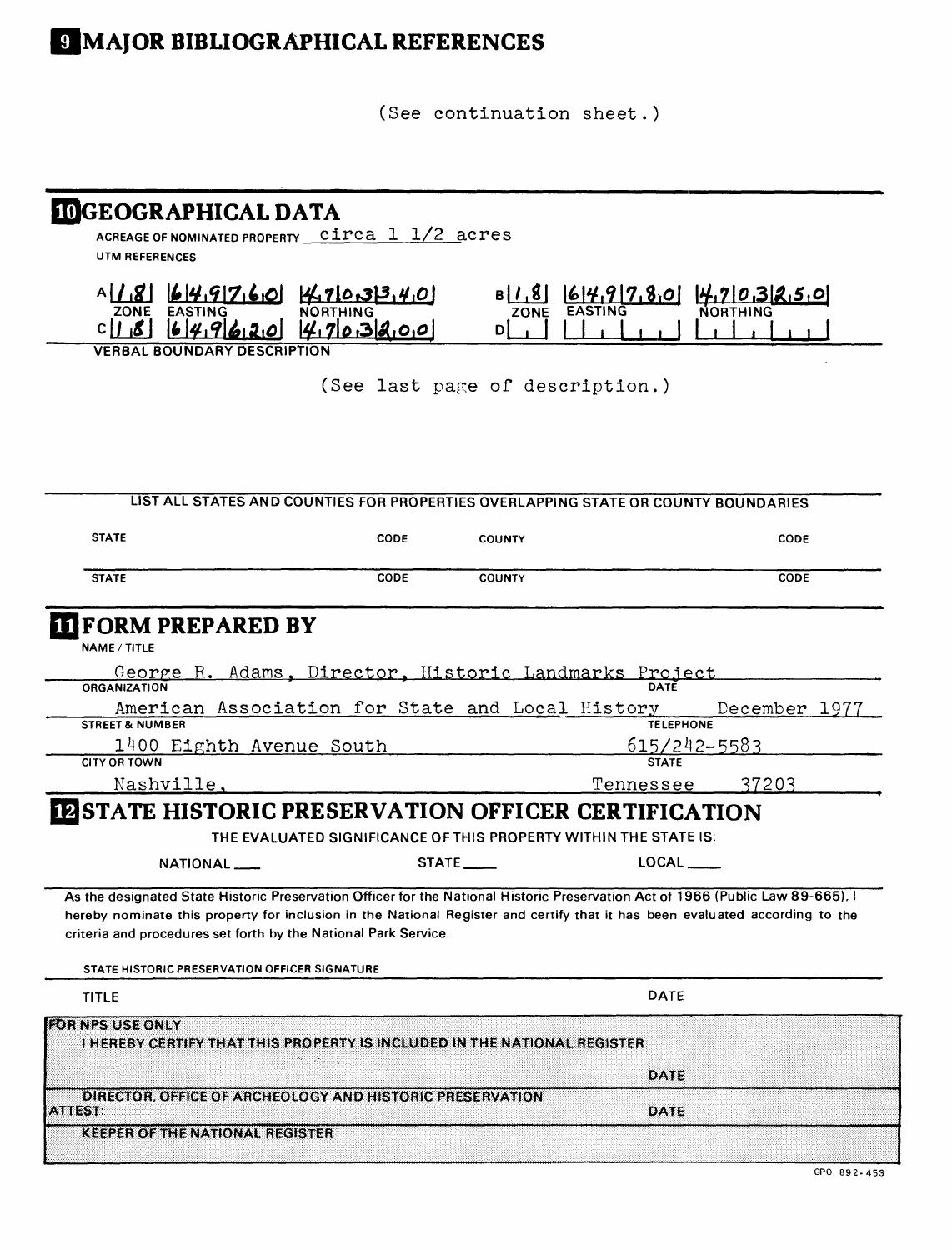# 9 MAJOR BIBLIOGRAPHICAL REFERENCES

(See continuation sheet.)

# 10 GEOGRAPHICAL DATA

ACREAGE OF NOMINATED PROPERTY circa 1 1/2 acres

UTM REFERENCES

| | ZONE | EASTING | NORTHING |
|---|---|---|---|
| A | 18 | 649760 | 4703340 |
| B | 18 | 649780 | 4703250 |
| C | 18 | 649620 | 4703200 |
| D | | | |

VERBAL BOUNDARY DESCRIPTION

(See last page of description.)

LIST ALL STATES AND COUNTIES FOR PROPERTIES OVERLAPPING STATE OR COUNTY BOUNDARIES

| STATE | CODE | COUNTY | CODE |
|---|---|---|---|
| STATE | CODE | COUNTY | CODE |

# 11 FORM PREPARED BY

NAME / TITLE
George R. Adams, Director, Historic Landmarks Project

ORGANIZATION
American Association for State and Local History

DATE
December 1977

STREET & NUMBER
1400 Eighth Avenue South

TELEPHONE
615/242-5583

CITY OR TOWN
Nashville,

STATE
Tennessee 37203

# 12 STATE HISTORIC PRESERVATION OFFICER CERTIFICATION

THE EVALUATED SIGNIFICANCE OF THIS PROPERTY WITHIN THE STATE IS:

NATIONAL ___ STATE ___ LOCAL ___

As the designated State Historic Preservation Officer for the National Historic Preservation Act of 1966 (Public Law 89-665), I hereby nominate this property for inclusion in the National Register and certify that it has been evaluated according to the criteria and procedures set forth by the National Park Service.

STATE HISTORIC PRESERVATION OFFICER SIGNATURE

TITLE

DATE

FOR NPS USE ONLY

I HEREBY CERTIFY THAT THIS PROPERTY IS INCLUDED IN THE NATIONAL REGISTER

DATE

DIRECTOR, OFFICE OF ARCHEOLOGY AND HISTORIC PRESERVATION

ATTEST:

DATE

KEEPER OF THE NATIONAL REGISTER

GPO 892-453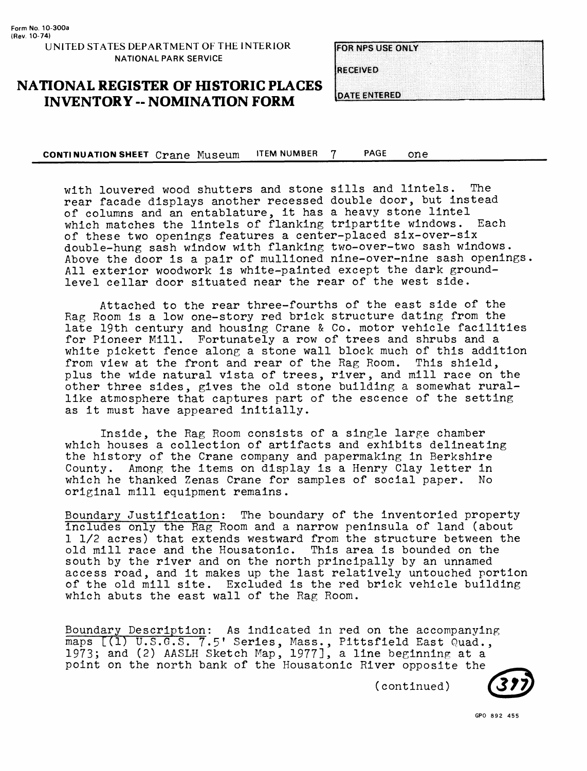Form No. 10-300a
(Rev. 10-74)

UNITED STATES DEPARTMENT OF THE INTERIOR
NATIONAL PARK SERVICE

# NATIONAL REGISTER OF HISTORIC PLACES INVENTORY -- NOMINATION FORM

| FOR NPS USE ONLY |
| --- |
| RECEIVED |
| DATE ENTERED |

**CONTINUATION SHEET** Crane Museum **ITEM NUMBER** 7 **PAGE** one

with louvered wood shutters and stone sills and lintels. The rear facade displays another recessed double door, but instead of columns and an entablature, it has a heavy stone lintel which matches the lintels of flanking tripartite windows. Each of these two openings features a center-placed six-over-six double-hung sash window with flanking two-over-two sash windows. Above the door is a pair of mullioned nine-over-nine sash openings. All exterior woodwork is white-painted except the dark ground-level cellar door situated near the rear of the west side.

Attached to the rear three-fourths of the east side of the Rag Room is a low one-story red brick structure dating from the late 19th century and housing Crane & Co. motor vehicle facilities for Pioneer Mill. Fortunately a row of trees and shrubs and a white pickett fence along a stone wall block much of this addition from view at the front and rear of the Rag Room. This shield, plus the wide natural vista of trees, river, and mill race on the other three sides, gives the old stone building a somewhat rural-like atmosphere that captures part of the escence of the setting as it must have appeared initially.

Inside, the Rag Room consists of a single large chamber which houses a collection of artifacts and exhibits delineating the history of the Crane company and papermaking in Berkshire County. Among the items on display is a Henry Clay letter in which he thanked Zenas Crane for samples of social paper. No original mill equipment remains.

Boundary Justification: The boundary of the inventoried property includes only the Rag Room and a narrow peninsula of land (about 1 1/2 acres) that extends westward from the structure between the old mill race and the Housatonic. This area is bounded on the south by the river and on the north principally by an unnamed access road, and it makes up the last relatively untouched portion of the old mill site. Excluded is the red brick vehicle building which abuts the east wall of the Rag Room.

Boundary Description: As indicated in red on the accompanying maps [(1) U.S.G.S. 7.5' Series, Mass., Pittsfield East Quad., 1973; and (2) AASLH Sketch Map, 1977], a line beginning at a point on the north bank of the Housatonic River opposite the

(continued)

377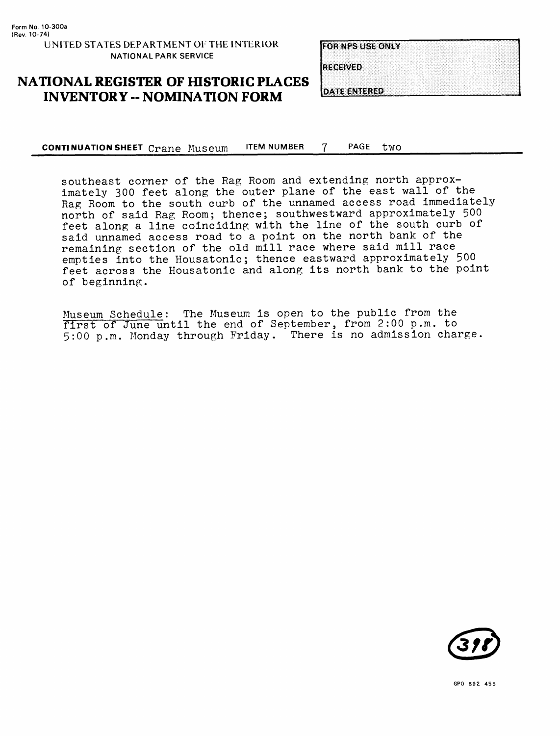Form No. 10-300a
(Rev. 10-74)

UNITED STATES DEPARTMENT OF THE INTERIOR
NATIONAL PARK SERVICE

# NATIONAL REGISTER OF HISTORIC PLACES INVENTORY -- NOMINATION FORM

| FOR NPS USE ONLY |
|---|
| RECEIVED |
| DATE ENTERED |

**CONTINUATION SHEET** Crane Museum **ITEM NUMBER** 7 **PAGE** two

southeast corner of the Rag Room and extending north approximately 300 feet along the outer plane of the east wall of the Rag Room to the south curb of the unnamed access road immediately north of said Rag Room; thence; southwestward approximately 500 feet along a line coinciding with the line of the south curb of said unnamed access road to a point on the north bank of the remaining section of the old mill race where said mill race empties into the Housatonic; thence eastward approximately 500 feet across the Housatonic and along its north bank to the point of beginning.

Museum Schedule: The Museum is open to the public from the first of June until the end of September, from 2:00 p.m. to 5:00 p.m. Monday through Friday. There is no admission charge.

398

GPO 892 455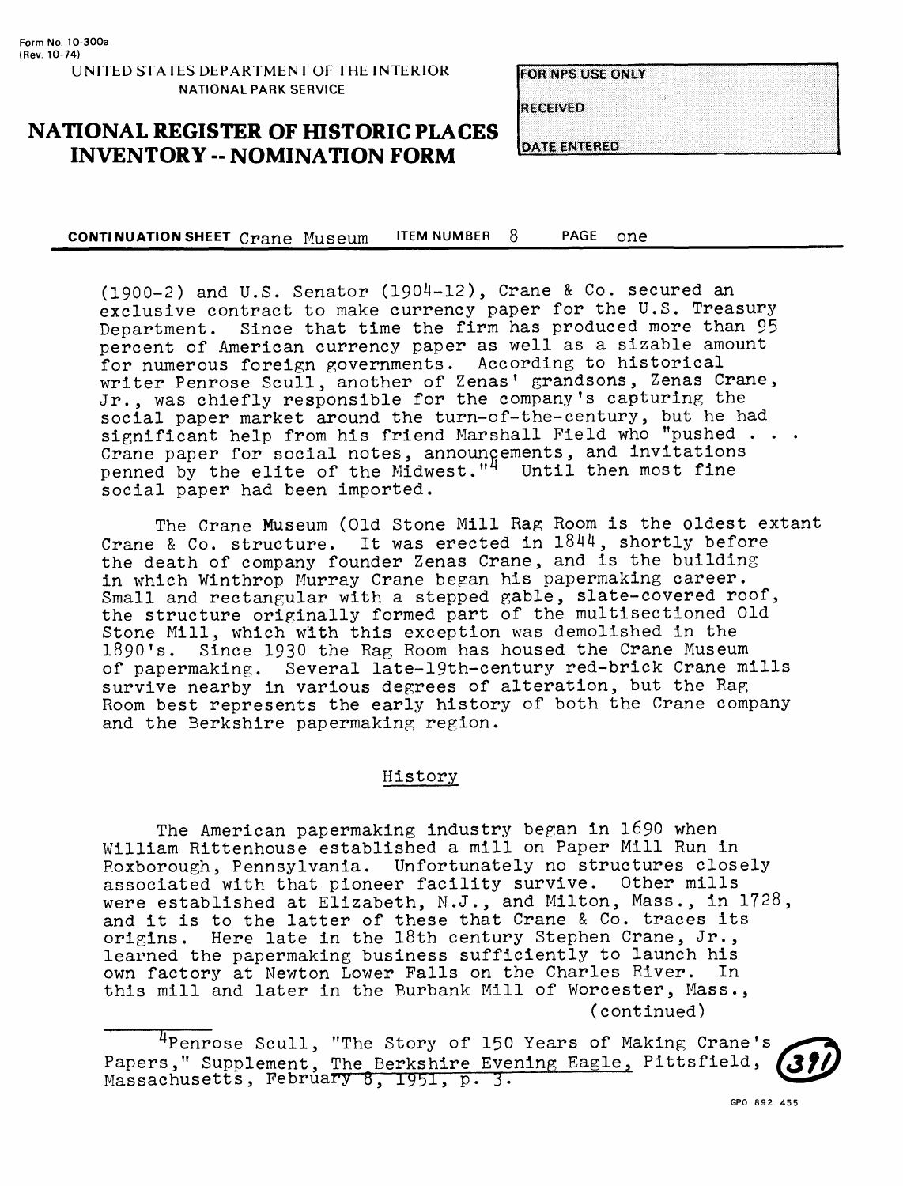CONTINUATION SHEET Crane Museum ITEM NUMBER 8 PAGE one

(1900-2) and U.S. Senator (1904-12), Crane & Co. secured an exclusive contract to make currency paper for the U.S. Treasury Department. Since that time the firm has produced more than 95 percent of American currency paper as well as a sizable amount for numerous foreign governments. According to historical writer Penrose Scull, another of Zenas' grandsons, Zenas Crane, Jr., was chiefly responsible for the company's capturing the social paper market around the turn-of-the-century, but he had significant help from his friend Marshall Field who "pushed . . . Crane paper for social notes, announcements, and invitations penned by the elite of the Midwest."[4] Until then most fine social paper had been imported.

The Crane Museum (Old Stone Mill Rag Room is the oldest extant Crane & Co. structure. It was erected in 1844, shortly before the death of company founder Zenas Crane, and is the building in which Winthrop Murray Crane began his papermaking career. Small and rectangular with a stepped gable, slate-covered roof, the structure originally formed part of the multisectioned Old Stone Mill, which with this exception was demolished in the 1890's. Since 1930 the Rag Room has housed the Crane Museum of papermaking. Several late-19th-century red-brick Crane mills survive nearby in various degrees of alteration, but the Rag Room best represents the early history of both the Crane company and the Berkshire papermaking region.

## History

The American papermaking industry began in 1690 when William Rittenhouse established a mill on Paper Mill Run in Roxborough, Pennsylvania. Unfortunately no structures closely associated with that pioneer facility survive. Other mills were established at Elizabeth, N.J., and Milton, Mass., in 1728, and it is to the latter of these that Crane & Co. traces its origins. Here late in the 18th century Stephen Crane, Jr., learned the papermaking business sufficiently to launch his own factory at Newton Lower Falls on the Charles River. In this mill and later in the Burbank Mill of Worcester, Mass.,

(continued)

[4] Penrose Scull, "The Story of 150 Years of Making Crane's Papers," Supplement, The Berkshire Evening Eagle, Pittsfield, Massachusetts, February 8, 1951, p. 3.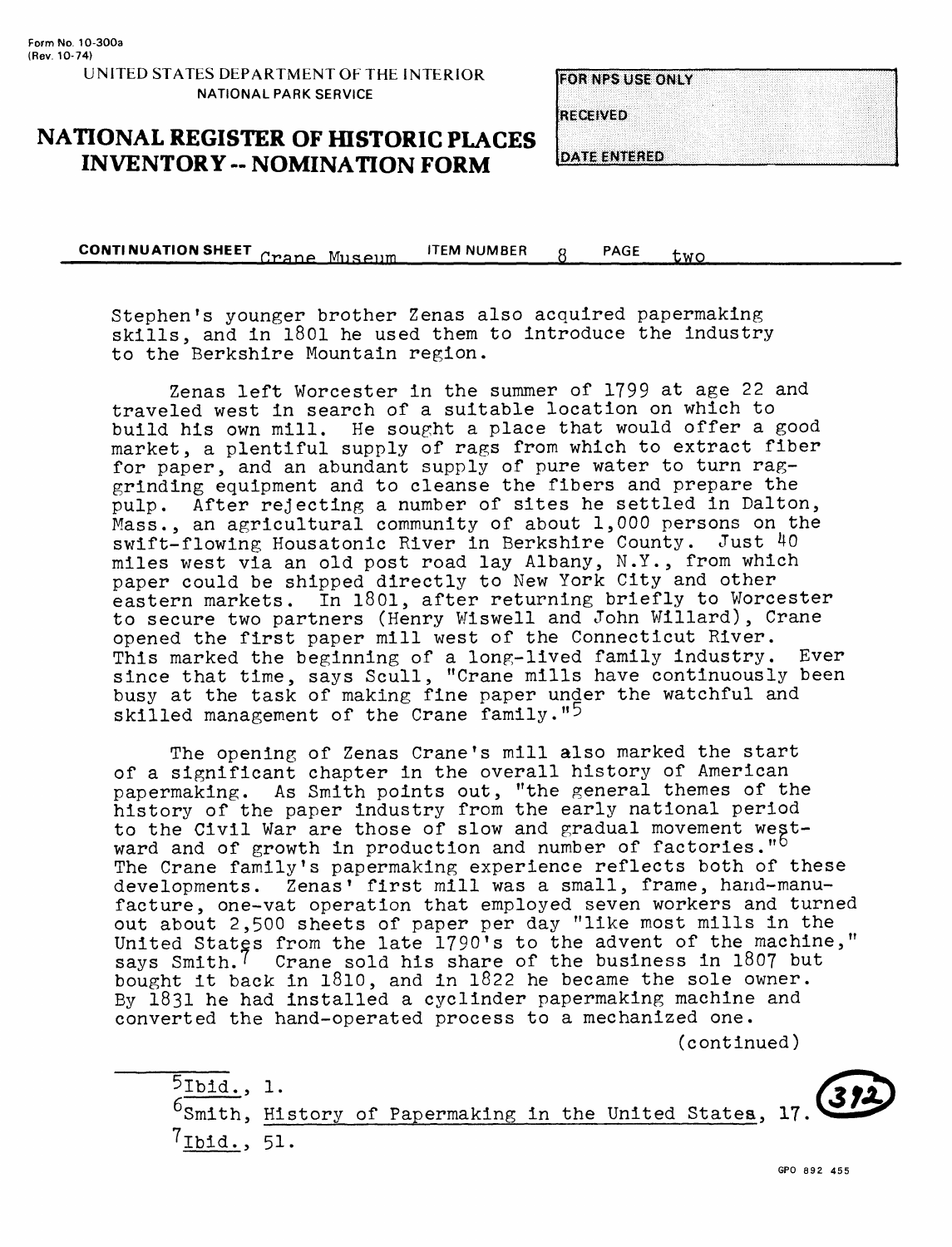Form No. 10-300a
(Rev. 10-74)

UNITED STATES DEPARTMENT OF THE INTERIOR
NATIONAL PARK SERVICE

# NATIONAL REGISTER OF HISTORIC PLACES INVENTORY -- NOMINATION FORM

FOR NPS USE ONLY
RECEIVED
DATE ENTERED

**CONTINUATION SHEET** Crane Museum **ITEM NUMBER** 8 **PAGE** two

Stephen's younger brother Zenas also acquired papermaking skills, and in 1801 he used them to introduce the industry to the Berkshire Mountain region.

Zenas left Worcester in the summer of 1799 at age 22 and traveled west in search of a suitable location on which to build his own mill. He sought a place that would offer a good market, a plentiful supply of rags from which to extract fiber for paper, and an abundant supply of pure water to turn rag-grinding equipment and to cleanse the fibers and prepare the pulp. After rejecting a number of sites he settled in Dalton, Mass., an agricultural community of about 1,000 persons on the swift-flowing Housatonic River in Berkshire County. Just 40 miles west via an old post road lay Albany, N.Y., from which paper could be shipped directly to New York City and other eastern markets. In 1801, after returning briefly to Worcester to secure two partners (Henry Wiswell and John Willard), Crane opened the first paper mill west of the Connecticut River. This marked the beginning of a long-lived family industry. Ever since that time, says Scull, "Crane mills have continuously been busy at the task of making fine paper under the watchful and skilled management of the Crane family."[5]

The opening of Zenas Crane's mill also marked the start of a significant chapter in the overall history of American papermaking. As Smith points out, "the general themes of the history of the paper industry from the early national period to the Civil War are those of slow and gradual movement westward and of growth in production and number of factories."[6] The Crane family's papermaking experience reflects both of these developments. Zenas' first mill was a small, frame, hand-manufacture, one-vat operation that employed seven workers and turned out about 2,500 sheets of paper per day "like most mills in the United States from the late 1790's to the advent of the machine," says Smith.[7] Crane sold his share of the business in 1807 but bought it back in 1810, and in 1822 he became the sole owner. By 1831 he had installed a cyclinder papermaking machine and converted the hand-operated process to a mechanized one.

(continued)

---

[5]Ibid., 1.

[6]Smith, History of Papermaking in the United States, 17.

[7]Ibid., 51.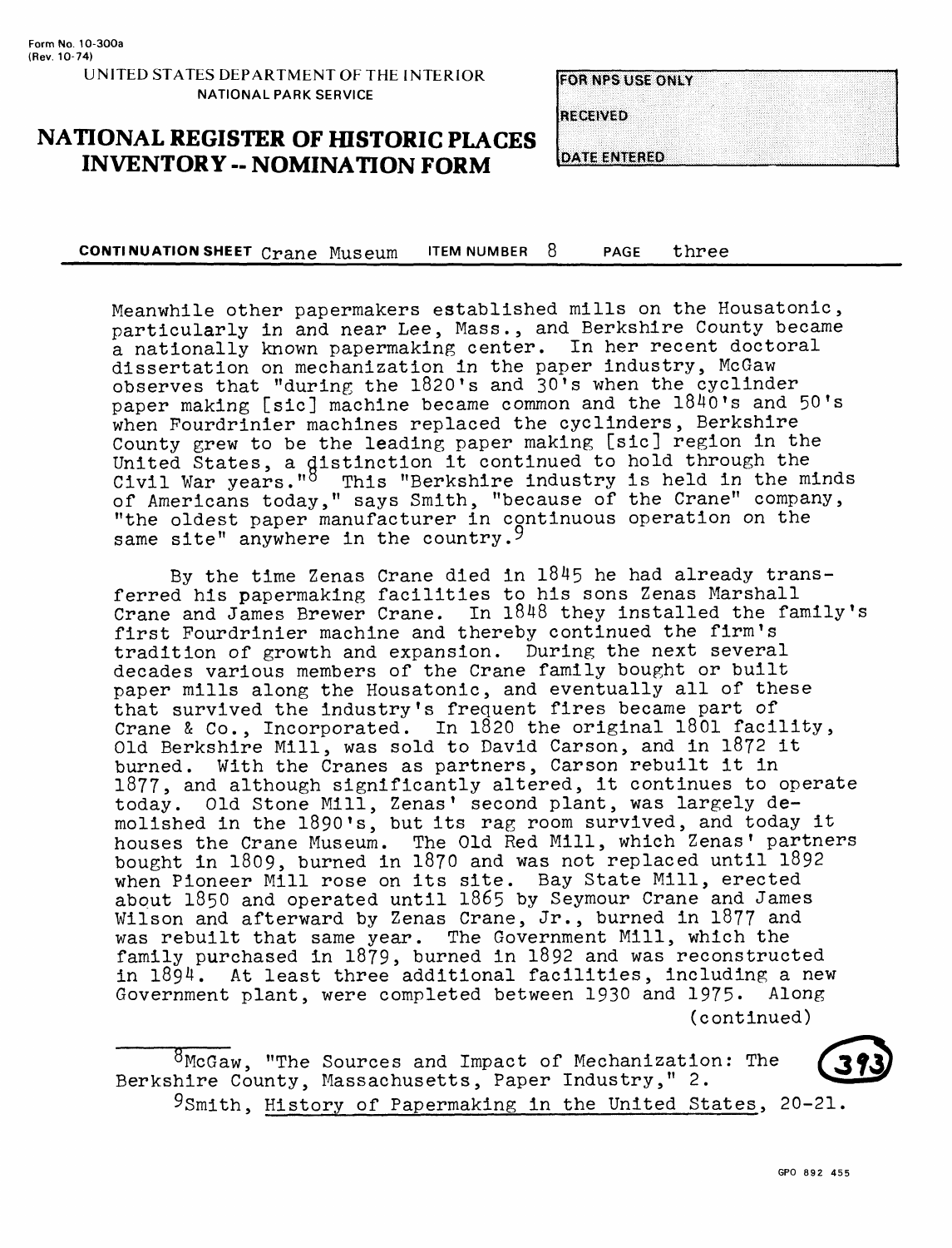CONTINUATION SHEET Crane Museum ITEM NUMBER 8 PAGE three

Meanwhile other papermakers established mills on the Housatonic, particularly in and near Lee, Mass., and Berkshire County became a nationally known papermaking center. In her recent doctoral dissertation on mechanization in the paper industry, McGaw observes that "during the 1820's and 30's when the cyclinder paper making [sic] machine became common and the 1840's and 50's when Fourdrinier machines replaced the cyclinders, Berkshire County grew to be the leading paper making [sic] region in the United States, a distinction it continued to hold through the Civil War years."[8] This "Berkshire industry is held in the minds of Americans today," says Smith, "because of the Crane" company, "the oldest paper manufacturer in continuous operation on the same site" anywhere in the country.[9]

By the time Zenas Crane died in 1845 he had already transferred his papermaking facilities to his sons Zenas Marshall Crane and James Brewer Crane. In 1848 they installed the family's first Fourdrinier machine and thereby continued the firm's tradition of growth and expansion. During the next several decades various members of the Crane family bought or built paper mills along the Housatonic, and eventually all of these that survived the industry's frequent fires became part of Crane & Co., Incorporated. In 1820 the original 1801 facility, Old Berkshire Mill, was sold to David Carson, and in 1872 it burned. With the Cranes as partners, Carson rebuilt it in 1877, and although significantly altered, it continues to operate today. Old Stone Mill, Zenas' second plant, was largely demolished in the 1890's, but its rag room survived, and today it houses the Crane Museum. The Old Red Mill, which Zenas' partners bought in 1809, burned in 1870 and was not replaced until 1892 when Pioneer Mill rose on its site. Bay State Mill, erected about 1850 and operated until 1865 by Seymour Crane and James Wilson and afterward by Zenas Crane, Jr., burned in 1877 and was rebuilt that same year. The Government Mill, which the family purchased in 1879, burned in 1892 and was reconstructed in 1894. At least three additional facilities, including a new Government plant, were completed between 1930 and 1975. Along

(continued)

---

[8] McGaw, "The Sources and Impact of Mechanization: The Berkshire County, Massachusetts, Paper Industry," 2.

[9] Smith, History of Papermaking in the United States, 20-21.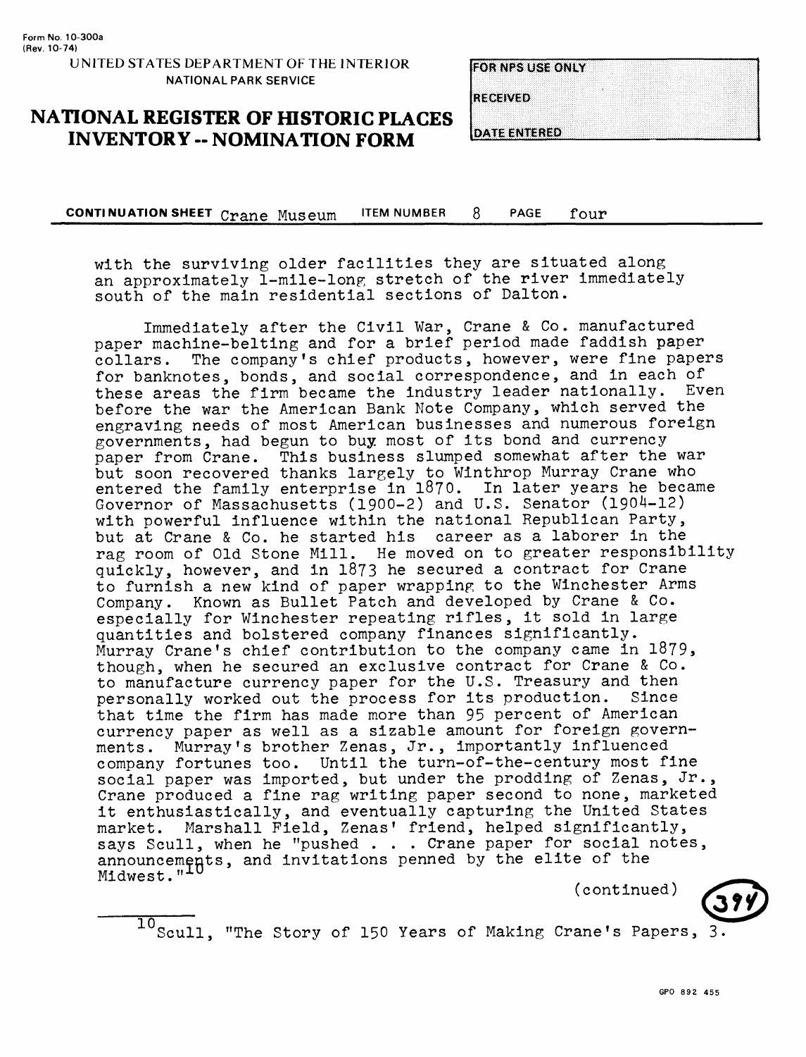Form No. 10-300a
(Rev. 10-74)

UNITED STATES DEPARTMENT OF THE INTERIOR
NATIONAL PARK SERVICE

# NATIONAL REGISTER OF HISTORIC PLACES INVENTORY -- NOMINATION FORM

| FOR NPS USE ONLY |
|---|
| RECEIVED |
| DATE ENTERED |

**CONTINUATION SHEET** Crane Museum **ITEM NUMBER** 8 **PAGE** four

with the surviving older facilities they are situated along an approximately 1-mile-long stretch of the river immediately south of the main residential sections of Dalton.

Immediately after the Civil War, Crane & Co. manufactured paper machine-belting and for a brief period made faddish paper collars. The company's chief products, however, were fine papers for banknotes, bonds, and social correspondence, and in each of these areas the firm became the industry leader nationally. Even before the war the American Bank Note Company, which served the engraving needs of most American businesses and numerous foreign governments, had begun to buy most of its bond and currency paper from Crane. This business slumped somewhat after the war but soon recovered thanks largely to Winthrop Murray Crane who entered the family enterprise in 1870. In later years he became Governor of Massachusetts (1900-2) and U.S. Senator (1904-12) with powerful influence within the national Republican Party, but at Crane & Co. he started his career as a laborer in the rag room of Old Stone Mill. He moved on to greater responsibility quickly, however, and in 1873 he secured a contract for Crane to furnish a new kind of paper wrapping to the Winchester Arms Company. Known as Bullet Patch and developed by Crane & Co. especially for Winchester repeating rifles, it sold in large quantities and bolstered company finances significantly. Murray Crane's chief contribution to the company came in 1879, though, when he secured an exclusive contract for Crane & Co. to manufacture currency paper for the U.S. Treasury and then personally worked out the process for its production. Since that time the firm has made more than 95 percent of American currency paper as well as a sizable amount for foreign governments. Murray's brother Zenas, Jr., importantly influenced company fortunes too. Until the turn-of-the-century most fine social paper was imported, but under the prodding of Zenas, Jr., Crane produced a fine rag writing paper second to none, marketed it enthusiastically, and eventually capturing the United States market. Marshall Field, Zenas' friend, helped significantly, says Scull, when he "pushed . . . Crane paper for social notes, announcements, and invitations penned by the elite of the Midwest."[10]

(continued)

[10] Scull, "The Story of 150 Years of Making Crane's Papers, 3.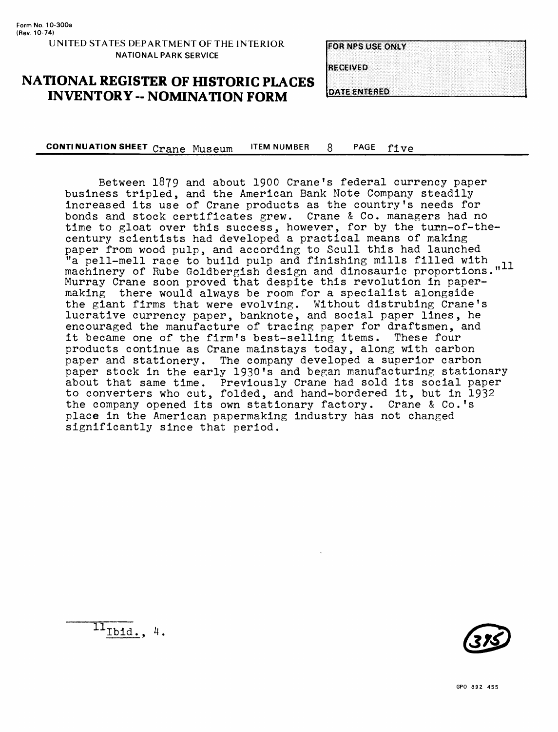Form No. 10-300a
(Rev. 10-74)

UNITED STATES DEPARTMENT OF THE INTERIOR
NATIONAL PARK SERVICE

# NATIONAL REGISTER OF HISTORIC PLACES INVENTORY -- NOMINATION FORM

FOR NPS USE ONLY

RECEIVED

DATE ENTERED

**CONTINUATION SHEET** Crane Museum **ITEM NUMBER** 8 **PAGE** five

Between 1879 and about 1900 Crane's federal currency paper business tripled, and the American Bank Note Company steadily increased its use of Crane products as the country's needs for bonds and stock certificates grew. Crane & Co. managers had no time to gloat over this success, however, for by the turn-of-the-century scientists had developed a practical means of making paper from wood pulp, and according to Scull this had launched "a pell-mell race to build pulp and finishing mills filled with machinery of Rube Goldbergish design and dinosauric proportions."[11] Murray Crane soon proved that despite this revolution in paper-making there would always be room for a specialist alongside the giant firms that were evolving. Without distrubing Crane's lucrative currency paper, banknote, and social paper lines, he encouraged the manufacture of tracing paper for draftsmen, and it became one of the firm's best-selling items. These four products continue as Crane mainstays today, along with carbon paper and stationery. The company developed a superior carbon paper stock in the early 1930's and began manufacturing stationary about that same time. Previously Crane had sold its social paper to converters who cut, folded, and hand-bordered it, but in 1932 the company opened its own stationary factory. Crane & Co.'s place in the American papermaking industry has not changed significantly since that period.

---

[11] Ibid., 4.

(375)

GPO 892 455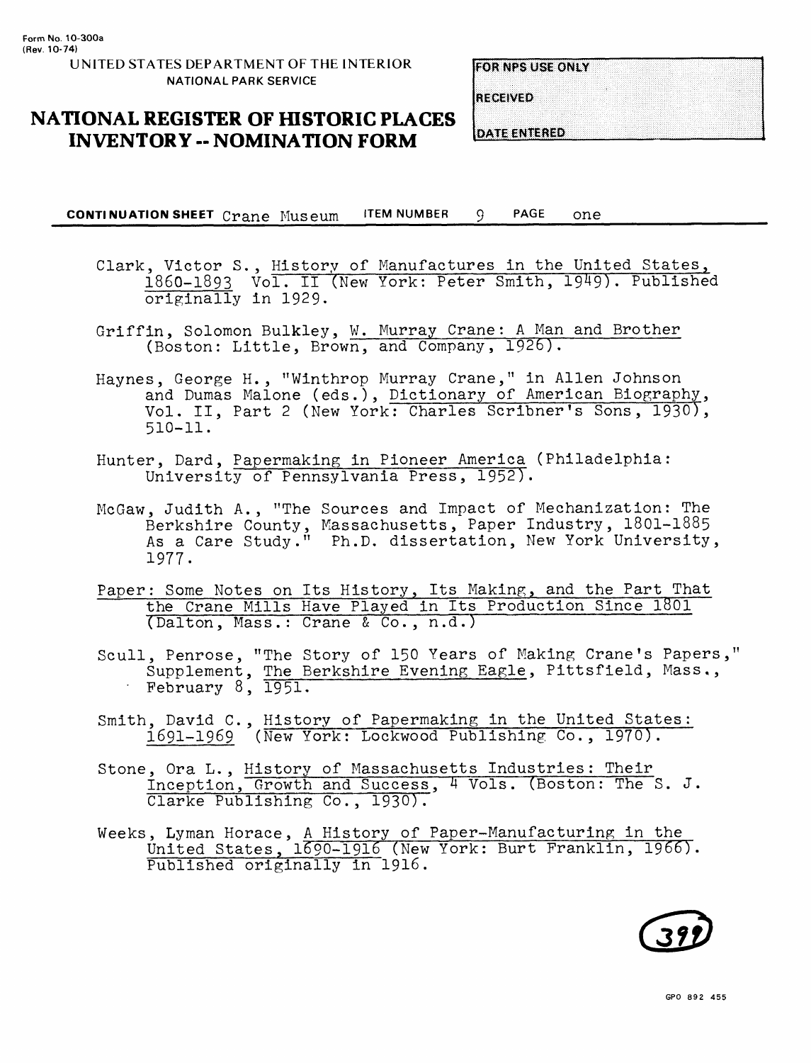Form No. 10-300a
(Rev. 10-74)

UNITED STATES DEPARTMENT OF THE INTERIOR
NATIONAL PARK SERVICE

# NATIONAL REGISTER OF HISTORIC PLACES INVENTORY -- NOMINATION FORM

FOR NPS USE ONLY

RECEIVED

DATE ENTERED

**CONTINUATION SHEET** Crane Museum **ITEM NUMBER** 9 **PAGE** one

Clark, Victor S., History of Manufactures in the United States, 1860-1893 Vol. II (New York: Peter Smith, 1949). Published originally in 1929.

Griffin, Solomon Bulkley, W. Murray Crane: A Man and Brother (Boston: Little, Brown, and Company, 1926).

Haynes, George H., "Winthrop Murray Crane," in Allen Johnson and Dumas Malone (eds.), Dictionary of American Biography, Vol. II, Part 2 (New York: Charles Scribner's Sons, 1930), 510-11.

Hunter, Dard, Papermaking in Pioneer America (Philadelphia: University of Pennsylvania Press, 1952).

McGaw, Judith A., "The Sources and Impact of Mechanization: The Berkshire County, Massachusetts, Paper Industry, 1801-1885 As a Care Study." Ph.D. dissertation, New York University, 1977.

Paper: Some Notes on Its History, Its Making, and the Part That the Crane Mills Have Played in Its Production Since 1801 (Dalton, Mass.: Crane & Co., n.d.)

Scull, Penrose, "The Story of 150 Years of Making Crane's Papers," Supplement, The Berkshire Evening Eagle, Pittsfield, Mass., February 8, 1951.

Smith, David C., History of Papermaking in the United States: 1691-1969 (New York: Lockwood Publishing Co., 1970).

Stone, Ora L., History of Massachusetts Industries: Their Inception, Growth and Success, 4 Vols. (Boston: The S. J. Clarke Publishing Co., 1930).

Weeks, Lyman Horace, A History of Paper-Manufacturing in the United States, 1690-1916 (New York: Burt Franklin, 1966). Published originally in 1916.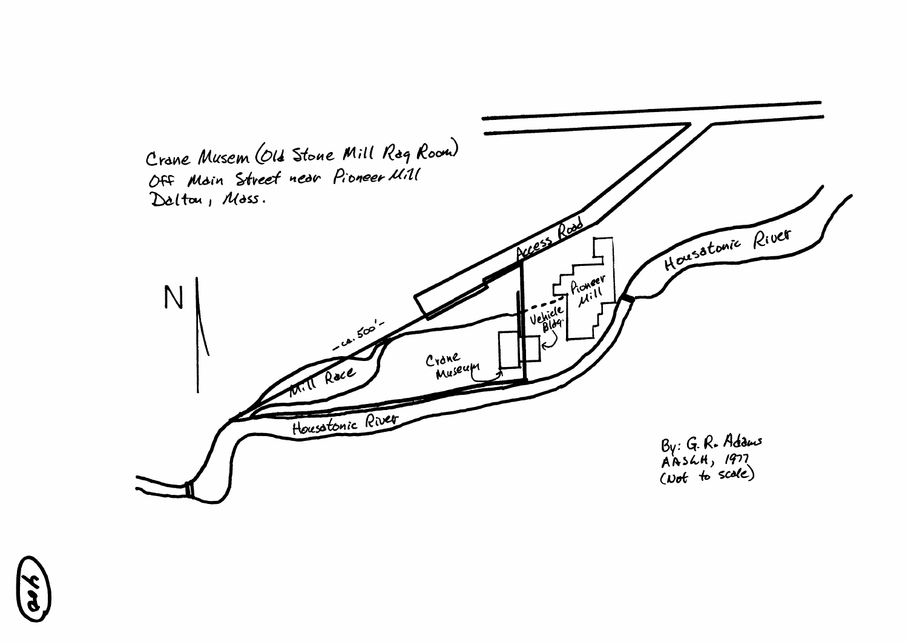Crane Musem (Old Stone Mill Rag Room)
Off Main Street near Pioneer Mill
Dalton, Mass.

N

Access Road

Pioneer Mill

Vehicle Bldg.

Crane Museum

-ca. 500'-

Mill Race

Housatonic River

Housatonic River

By: G. R. Adams
AASLH, 1977
(Not to scale)